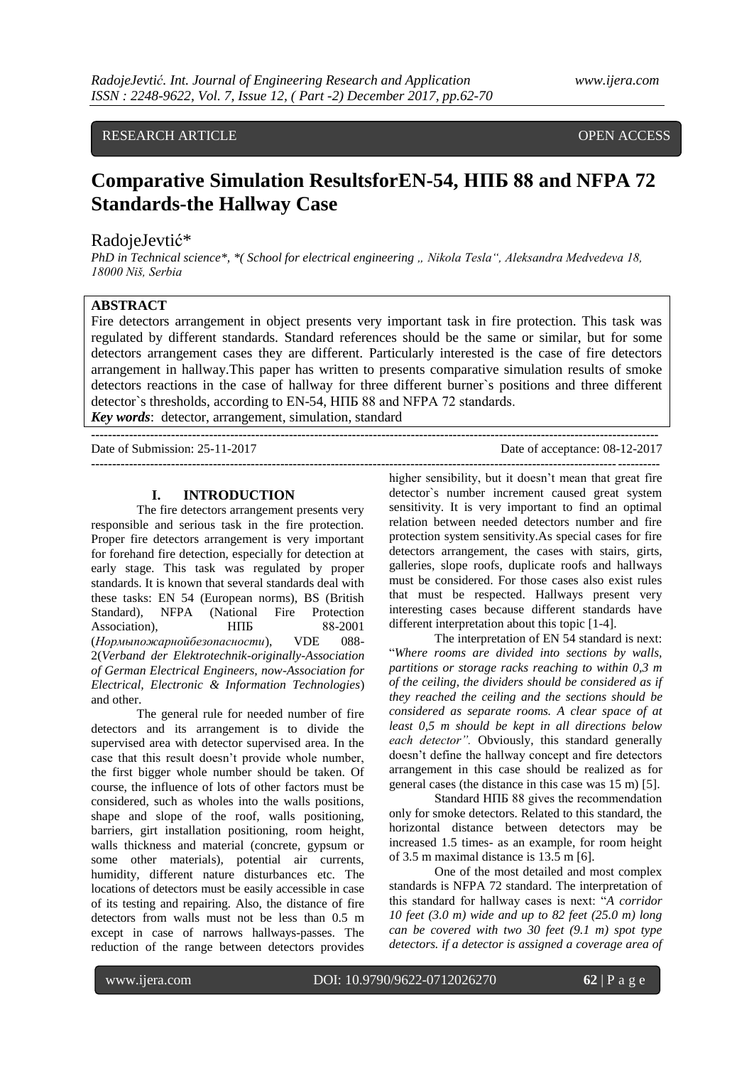RESEARCH ARTICLE OPEN ACCESS

# Comparative Simulation ResultsforEN-54, НПБ 88 and NFPA 72 Standards-the Hallway Case

RadojeJevtić*

*PhD in Technical science*, *( School for electrical engineering „ Nikola Tesla", Aleksandra Medvedeva 18, 18000 Niš, Serbia*

**ABSTRACT**

Fire detectors arrangement in object presents very important task in fire protection. This task was regulated by different standards. Standard references should be the same or similar, but for some detectors arrangement cases they are different. Particularly interested is the case of fire detectors arrangement in hallway.This paper has written to presents comparative simulation results of smoke detectors reactions in the case of hallway for three different burner`s positions and three different detector`s thresholds, according to EN-54, НПБ 88 and NFPA 72 standards.

***Key words***: detector, arrangement, simulation, standard

Date of Submission: 25-11-2017 Date of acceptance: 08-12-2017

## I. INTRODUCTION

The fire detectors arrangement presents very responsible and serious task in the fire protection. Proper fire detectors arrangement is very important for forehand fire detection, especially for detection at early stage. This task was regulated by proper standards. It is known that several standards deal with these tasks: EN 54 (European norms), BS (British Standard), NFPA (National Fire Protection Association), НПБ 88-2001 (*Нормыпожарнойбезопасности*), VDE 088-2(*Verband der Elektrotechnik-originally-Association of German Electrical Engineers, now-Association for Electrical, Electronic & Information Technologies*) and other.

The general rule for needed number of fire detectors and its arrangement is to divide the supervised area with detector supervised area. In the case that this result doesn't provide whole number, the first bigger whole number should be taken. Of course, the influence of lots of other factors must be considered, such as wholes into the walls positions, shape and slope of the roof, walls positioning, barriers, girt installation positioning, room height, walls thickness and material (concrete, gypsum or some other materials), potential air currents, humidity, different nature disturbances etc. The locations of detectors must be easily accessible in case of its testing and repairing. Also, the distance of fire detectors from walls must not be less than 0.5 m except in case of narrows hallways-passes. The reduction of the range between detectors provides higher sensibility, but it doesn't mean that great fire detector`s number increment caused great system sensitivity. It is very important to find an optimal relation between needed detectors number and fire protection system sensitivity.As special cases for fire detectors arrangement, the cases with stairs, girts, galleries, slope roofs, duplicate roofs and hallways must be considered. For those cases also exist rules that must be respected. Hallways present very interesting cases because different standards have different interpretation about this topic [1-4].

The interpretation of EN 54 standard is next: "*Where rooms are divided into sections by walls, partitions or storage racks reaching to within 0,3 m of the ceiling, the dividers should be considered as if they reached the ceiling and the sections should be considered as separate rooms. A clear space of at least 0,5 m should be kept in all directions below each detector".* Obviously, this standard generally doesn't define the hallway concept and fire detectors arrangement in this case should be realized as for general cases (the distance in this case was 15 m) [5].

Standard НПБ 88 gives the recommendation only for smoke detectors. Related to this standard, the horizontal distance between detectors may be increased 1.5 times- as an example, for room height of 3.5 m maximal distance is 13.5 m [6].

One of the most detailed and most complex standards is NFPA 72 standard. The interpretation of this standard for hallway cases is next: "*A corridor 10 feet (3.0 m) wide and up to 82 feet (25.0 m) long can be covered with two 30 feet (9.1 m) spot type detectors. if a detector is assigned a coverage area of*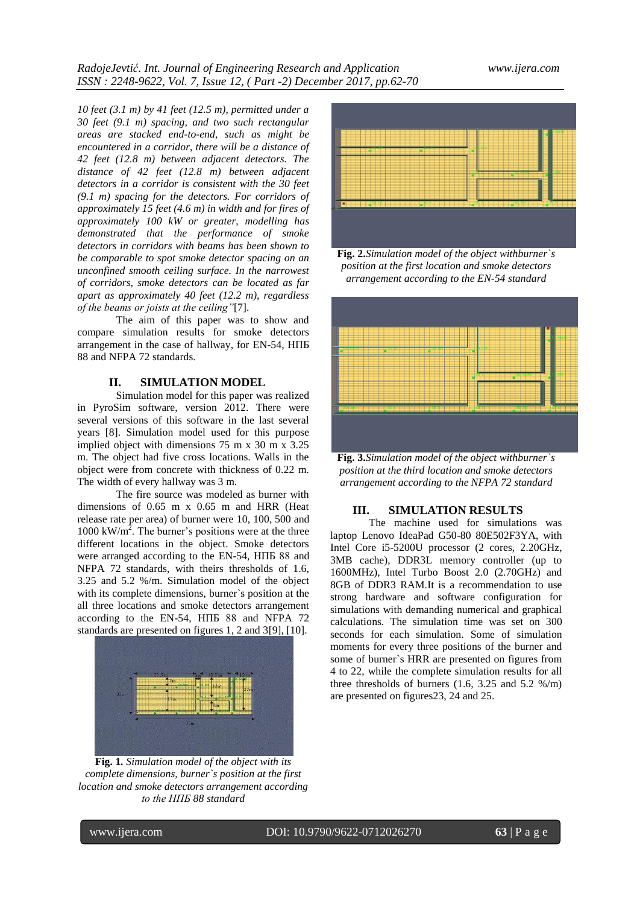*10 feet (3.1 m) by 41 feet (12.5 m), permitted under a 30 feet (9.1 m) spacing, and two such rectangular areas are stacked end-to-end, such as might be encountered in a corridor, there will be a distance of 42 feet (12.8 m) between adjacent detectors. The distance of 42 feet (12.8 m) between adjacent detectors in a corridor is consistent with the 30 feet (9.1 m) spacing for the detectors. For corridors of approximately 15 feet (4.6 m) in width and for fires of approximately 100 kW or greater, modelling has demonstrated that the performance of smoke detectors in corridors with beams has been shown to be comparable to spot smoke detector spacing on an unconfined smooth ceiling surface. In the narrowest of corridors, smoke detectors can be located as far apart as approximately 40 feet (12.2 m), regardless of the beams or joists at the ceiling"*[7].

The aim of this paper was to show and compare simulation results for smoke detectors arrangement in the case of hallway, for EN-54, НПБ 88 and NFPA 72 standards.

## II. SIMULATION MODEL

Simulation model for this paper was realized in PyroSim software, version 2012. There were several versions of this software in the last several years [8]. Simulation model used for this purpose implied object with dimensions 75 m x 30 m x 3.25 m. The object had five cross locations. Walls in the object were from concrete with thickness of 0.22 m. The width of every hallway was 3 m.

The fire source was modeled as burner with dimensions of 0.65 m x 0.65 m and HRR (Heat release rate per area) of burner were 10, 100, 500 and 1000 kW/m$^2$. The burner's positions were at the three different locations in the object. Smoke detectors were arranged according to the EN-54, НПБ 88 and NFPA 72 standards, with theirs thresholds of 1.6, 3.25 and 5.2 %/m. Simulation model of the object with its complete dimensions, burner`s position at the all three locations and smoke detectors arrangement according to the EN-54, НПБ 88 and NFPA 72 standards are presented on figures 1, 2 and 3[9], [10].

**Fig. 1.** *Simulation model of the object with its complete dimensions, burner`s position at the first location and smoke detectors arrangement according to the НПБ 88 standard*

**Fig. 2.** *Simulation model of the object withburner`s position at the first location and smoke detectors arrangement according to the EN-54 standard*

**Fig. 3.** *Simulation model of the object withburner`s position at the third location and smoke detectors arrangement according to the NFPA 72 standard*

## III. SIMULATION RESULTS

The machine used for simulations was laptop Lenovo IdeaPad G50-80 80E502F3YA, with Intel Core i5-5200U processor (2 cores, 2.20GHz, 3MB cache), DDR3L memory controller (up to 1600MHz), Intel Turbo Boost 2.0 (2.70GHz) and 8GB of DDR3 RAM.It is a recommendation to use strong hardware and software configuration for simulations with demanding numerical and graphical calculations. The simulation time was set on 300 seconds for each simulation. Some of simulation moments for every three positions of the burner and some of burner`s HRR are presented on figures from 4 to 22, while the complete simulation results for all three thresholds of burners (1.6, 3.25 and 5.2 %/m) are presented on figures23, 24 and 25.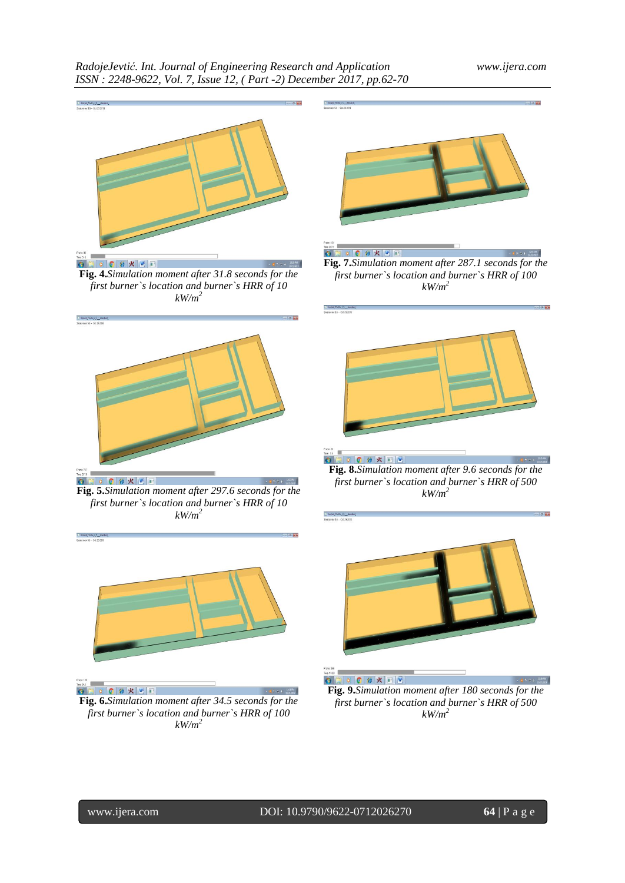**Fig. 4.** *Simulation moment after 31.8 seconds for the first burner`s location and burner`s HRR of 10 kW/m[2]*

**Fig. 5.** *Simulation moment after 297.6 seconds for the first burner`s location and burner`s HRR of 10 kW/m[2]*

**Fig. 6.** *Simulation moment after 34.5 seconds for the first burner`s location and burner`s HRR of 100 kW/m[2]*

**Fig. 7.** *Simulation moment after 287.1 seconds for the first burner`s location and burner`s HRR of 100 kW/m[2]*

**Fig. 8.** *Simulation moment after 9.6 seconds for the first burner`s location and burner`s HRR of 500 kW/m[2]*

**Fig. 9.** *Simulation moment after 180 seconds for the first burner`s location and burner`s HRR of 500 kW/m[2]*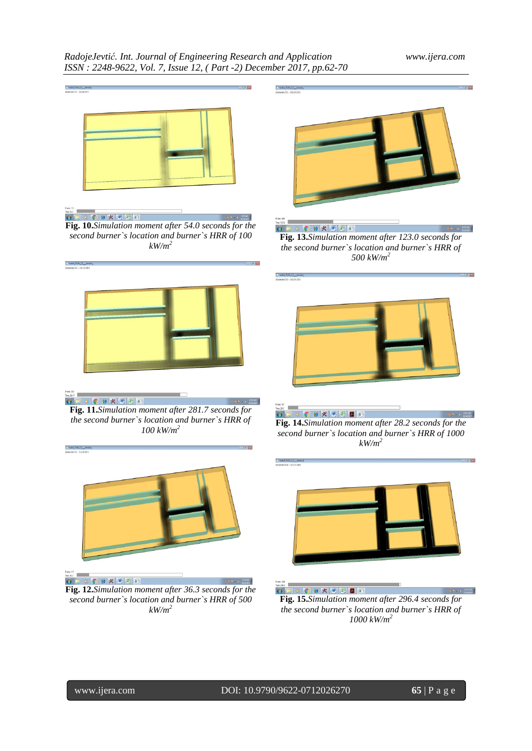**Fig. 10.** *Simulation moment after 54.0 seconds for the second burner`s location and burner`s HRR of 100 kW/m$^2$*

**Fig. 11.** *Simulation moment after 281.7 seconds for the second burner`s location and burner`s HRR of 100 kW/m$^2$*

**Fig. 12.** *Simulation moment after 36.3 seconds for the second burner`s location and burner`s HRR of 500 kW/m$^2$*

**Fig. 13.** *Simulation moment after 123.0 seconds for the second burner`s location and burner`s HRR of 500 kW/m$^2$*

**Fig. 14.** *Simulation moment after 28.2 seconds for the second burner`s location and burner`s HRR of 1000 kW/m$^2$*

**Fig. 15.** *Simulation moment after 296.4 seconds for the second burner`s location and burner`s HRR of 1000 kW/m$^2$*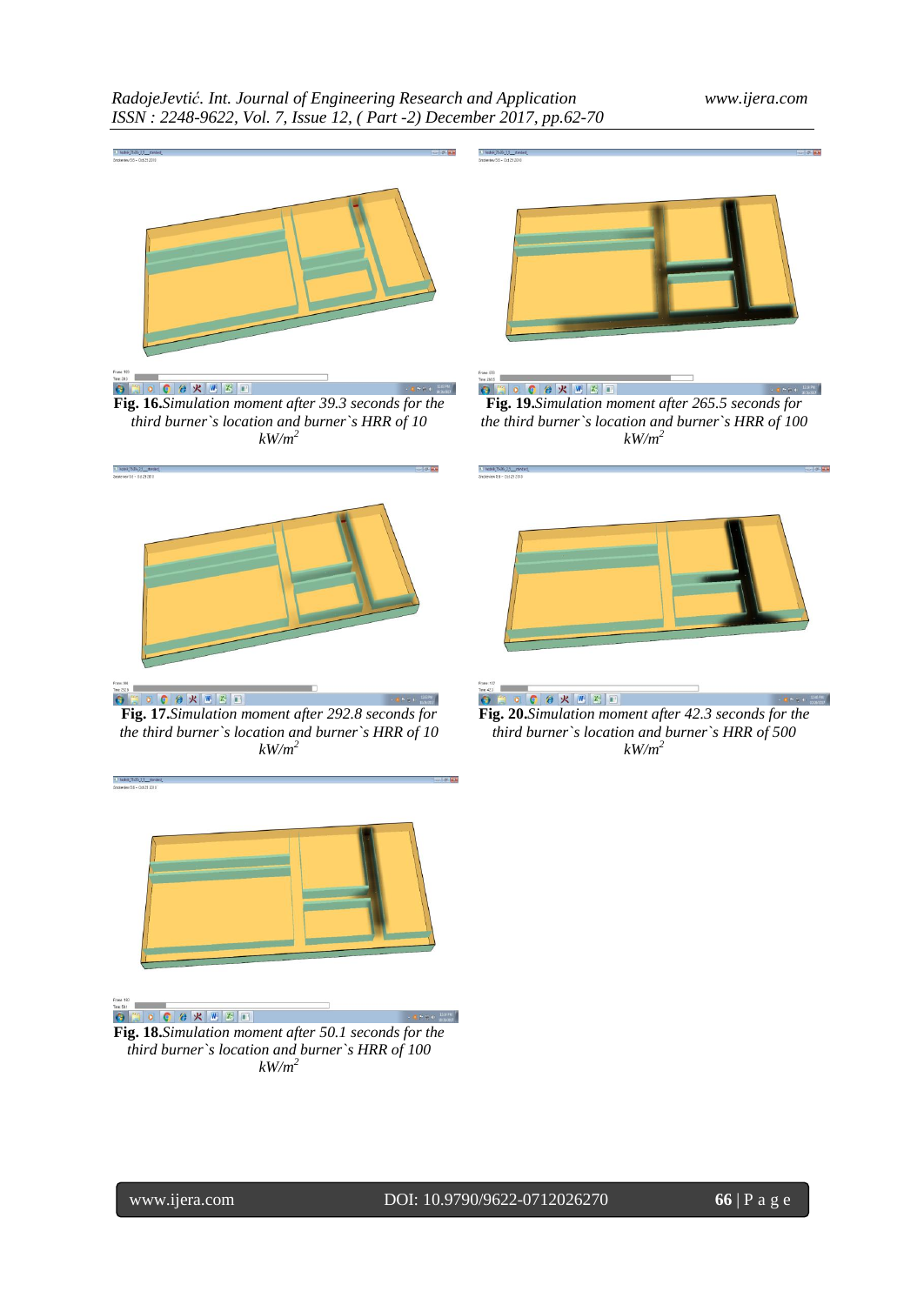**Fig. 16.** *Simulation moment after 39.3 seconds for the third burner`s location and burner`s HRR of 10 $kW/m^2$*

**Fig. 19.** *Simulation moment after 265.5 seconds for the third burner`s location and burner`s HRR of 100 $kW/m^2$*

**Fig. 17.** *Simulation moment after 292.8 seconds for the third burner`s location and burner`s HRR of 10 $kW/m^2$*

**Fig. 20.** *Simulation moment after 42.3 seconds for the third burner`s location and burner`s HRR of 500 $kW/m^2$*

**Fig. 18.** *Simulation moment after 50.1 seconds for the third burner`s location and burner`s HRR of 100 $kW/m^2$*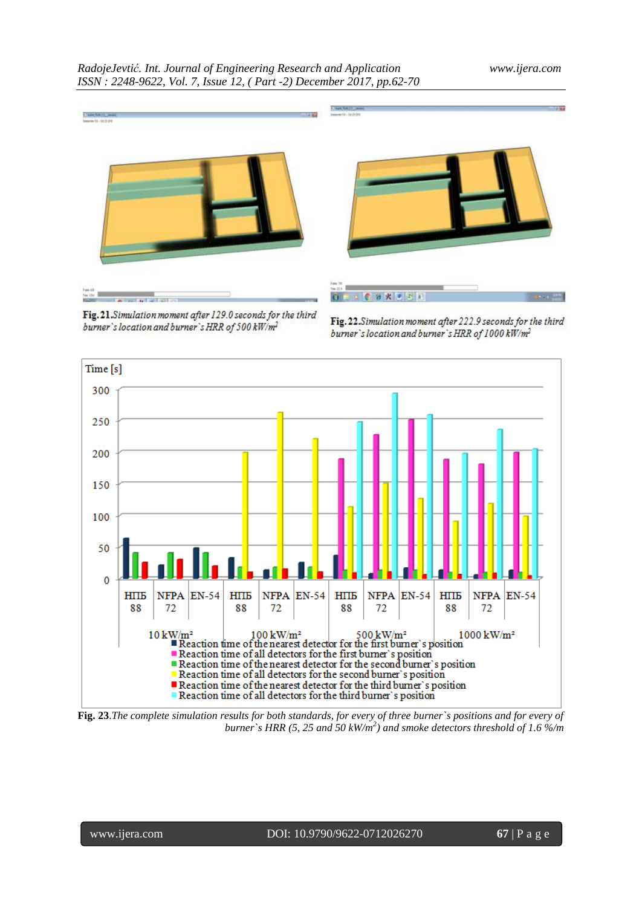**Fig. 21**.*Simulation moment after 129.0 seconds for the third burner`s location and burner`s HRR of 500 kW/m²*

**Fig. 22**.*Simulation moment after 222.9 seconds for the third burner`s location and burner`s HRR of 1000 kW/m²*

**Fig. 23**.*The complete simulation results for both standards, for every of three burner`s positions and for every of burner`s HRR (5, 25 and 50 kW/m²) and smoke detectors threshold of 1.6 %/m*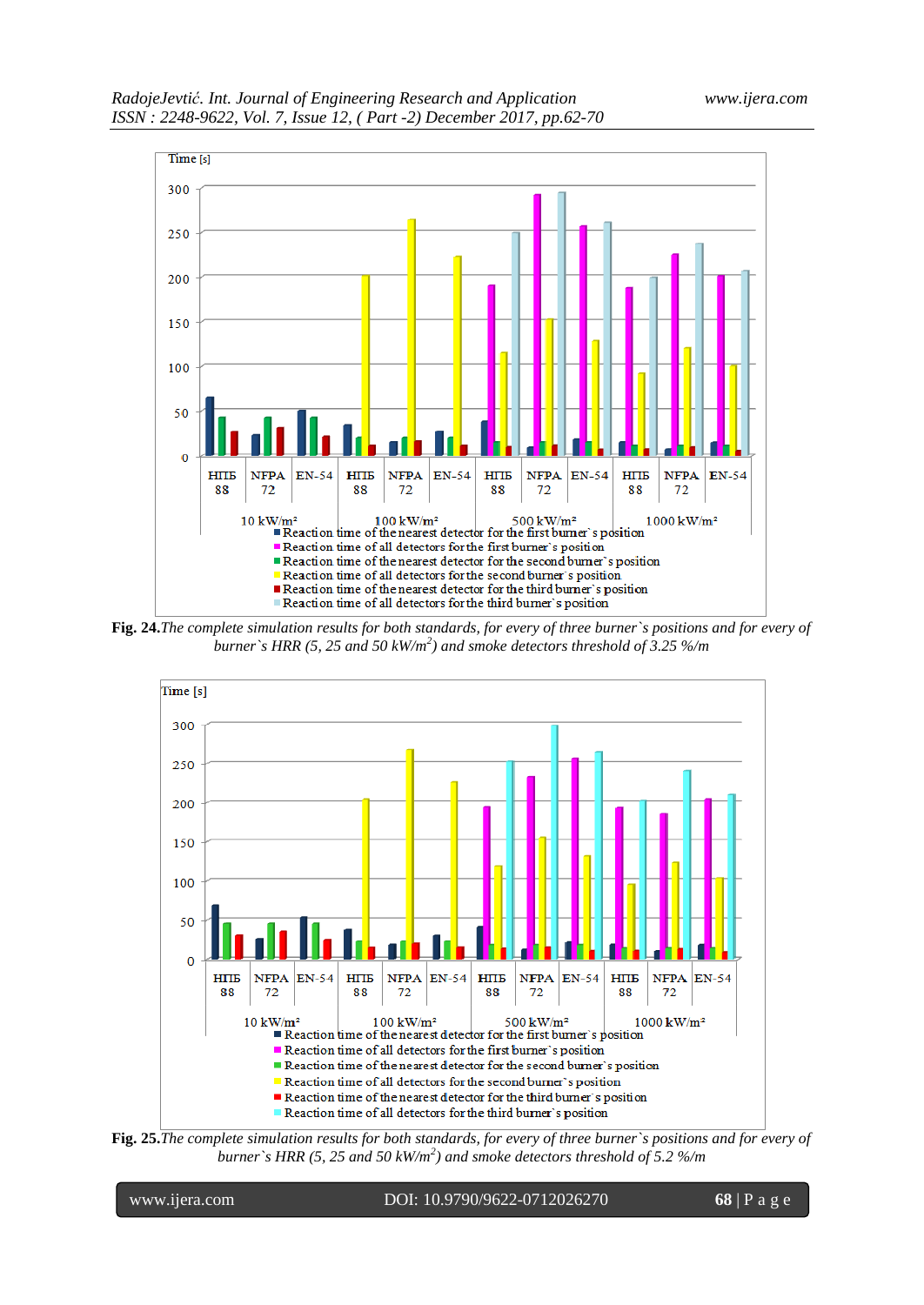**Fig. 24.** *The complete simulation results for both standards, for every of three burner`s positions and for every of burner`s HRR (5, 25 and 50 kW/m$^2$) and smoke detectors threshold of 3.25 %/m*

**Fig. 25.** *The complete simulation results for both standards, for every of three burner`s positions and for every of burner`s HRR (5, 25 and 50 kW/m$^2$) and smoke detectors threshold of 5.2 %/m*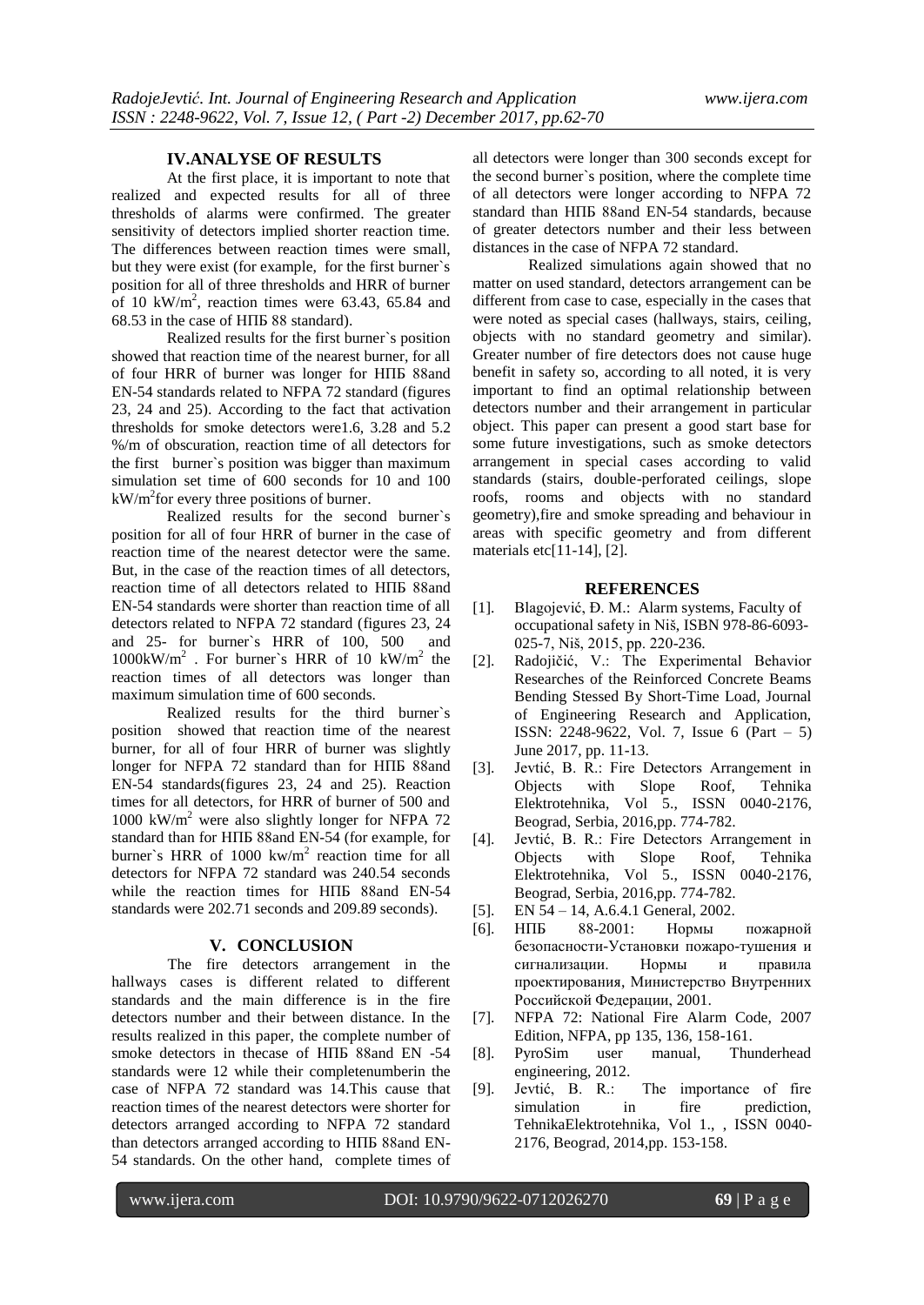## IV.ANALYSE OF RESULTS

At the first place, it is important to note that realized and expected results for all of three thresholds of alarms were confirmed. The greater sensitivity of detectors implied shorter reaction time. The differences between reaction times were small, but they were exist (for example, for the first burner`s position for all of three thresholds and HRR of burner of 10 kW/m$^2$, reaction times were 63.43, 65.84 and 68.53 in the case of НПБ 88 standard).

Realized results for the first burner`s position showed that reaction time of the nearest burner, for all of four HRR of burner was longer for НПБ 88and EN-54 standards related to NFPA 72 standard (figures 23, 24 and 25). According to the fact that activation thresholds for smoke detectors were1.6, 3.28 and 5.2 %/m of obscuration, reaction time of all detectors for the first burner`s position was bigger than maximum simulation set time of 600 seconds for 10 and 100 kW/m$^2$for every three positions of burner.

Realized results for the second burner`s position for all of four HRR of burner in the case of reaction time of the nearest detector were the same. But, in the case of the reaction times of all detectors, reaction time of all detectors related to НПБ 88and EN-54 standards were shorter than reaction time of all detectors related to NFPA 72 standard (figures 23, 24 and 25- for burner`s HRR of 100, 500 and 1000kW/m$^2$ . For burner`s HRR of 10 kW/m$^2$ the reaction times of all detectors was longer than maximum simulation time of 600 seconds.

Realized results for the third burner`s position showed that reaction time of the nearest burner, for all of four HRR of burner was slightly longer for NFPA 72 standard than for НПБ 88and EN-54 standards(figures 23, 24 and 25). Reaction times for all detectors, for HRR of burner of 500 and 1000 kW/m$^2$ were also slightly longer for NFPA 72 standard than for НПБ 88and EN-54 (for example, for burner`s HRR of 1000 kw/m$^2$ reaction time for all detectors for NFPA 72 standard was 240.54 seconds while the reaction times for НПБ 88and EN-54 standards were 202.71 seconds and 209.89 seconds).

## V. CONCLUSION

The fire detectors arrangement in the hallways cases is different related to different standards and the main difference is in the fire detectors number and their between distance. In the results realized in this paper, the complete number of smoke detectors in thecase of НПБ 88and EN -54 standards were 12 while their completenumberin the case of NFPA 72 standard was 14.This cause that reaction times of the nearest detectors were shorter for detectors arranged according to NFPA 72 standard than detectors arranged according to НПБ 88and EN-54 standards. On the other hand, complete times of all detectors were longer than 300 seconds except for the second burner`s position, where the complete time of all detectors were longer according to NFPA 72 standard than НПБ 88and EN-54 standards, because of greater detectors number and their less between distances in the case of NFPA 72 standard.

Realized simulations again showed that no matter on used standard, detectors arrangement can be different from case to case, especially in the cases that were noted as special cases (hallways, stairs, ceiling, objects with no standard geometry and similar). Greater number of fire detectors does not cause huge benefit in safety so, according to all noted, it is very important to find an optimal relationship between detectors number and their arrangement in particular object. This paper can present a good start base for some future investigations, such as smoke detectors arrangement in special cases according to valid standards (stairs, double-perforated ceilings, slope roofs, rooms and objects with no standard geometry),fire and smoke spreading and behaviour in areas with specific geometry and from different materials etc[11-14], [2].

## REFERENCES

[1]. Blagojević, Đ. M.: Alarm systems, Faculty of occupational safety in Niš, ISBN 978-86-6093-025-7, Niš, 2015, pp. 220-236.

[2]. Radojičić, V.: The Experimental Behavior Researches of the Reinforced Concrete Beams Bending Stessed By Short-Time Load, Journal of Engineering Research and Application, ISSN: 2248-9622, Vol. 7, Issue 6 (Part – 5) June 2017, pp. 11-13.

[3]. Jevtić, B. R.: Fire Detectors Arrangement in Objects with Slope Roof, Tehnika Elektrotehnika, Vol 5., ISSN 0040-2176, Beograd, Serbia, 2016,pp. 774-782.

[4]. Jevtić, B. R.: Fire Detectors Arrangement in Objects with Slope Roof, Tehnika Elektrotehnika, Vol 5., ISSN 0040-2176, Beograd, Serbia, 2016,pp. 774-782.

[5]. EN 54 – 14, A.6.4.1 General, 2002.

[6]. НПБ 88-2001: Нормы пожарной безопасности-Установки пожаро-тушения и сигнализации. Нормы и правила проектирования, Министерство Внутренних Российской Федерации, 2001.

[7]. NFPA 72: National Fire Alarm Code, 2007 Edition, NFPA, pp 135, 136, 158-161.

[8]. PyroSim user manual, Thunderhead engineering, 2012.

[9]. Jevtić, B. R.: The importance of fire simulation in fire prediction, TehnikaElektrotehnika, Vol 1., , ISSN 0040-2176, Beograd, 2014,pp. 153-158.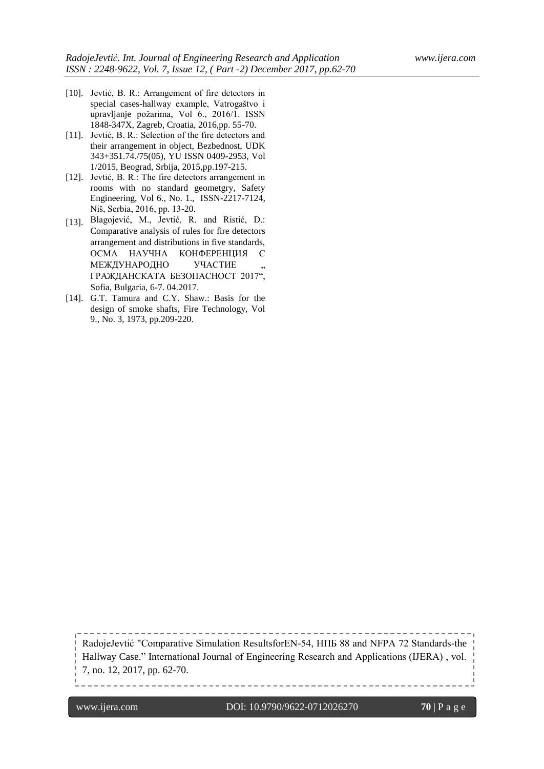[10]. Jevtić, B. R.: Arrangement of fire detectors in special cases-hallway example, Vatrogaštvo i upravljanje požarima, Vol 6., 2016/1. ISSN 1848-347X, Zagreb, Croatia, 2016,pp. 55-70.

[11]. Jevtić, B. R.: Selection of the fire detectors and their arrangement in object, Bezbednost, UDK 343+351.74./75(05), YU ISSN 0409-2953, Vol 1/2015, Beograd, Srbija, 2015,pp.197-215.

[12]. Jevtić, B. R.: The fire detectors arrangement in rooms with no standard geometgry, Safety Engineering, Vol 6., No. 1., ISSN-2217-7124, Niš, Serbia, 2016, pp. 13-20.

[13]. Blagojević, M., Jevtić, R. and Ristić, D.: Comparative analysis of rules for fire detectors arrangement and distributions in five standards, ОСМА НАУЧНА КОНФЕРЕНЦИЯ С МЕЖДУНАРОДНО УЧАСТИЕ „ ГРАЖДАНСКАТА БЕЗОПАСНОСТ 2017", Sofia, Bulgaria, 6-7. 04.2017.

[14]. G.T. Tamura and C.Y. Shaw.: Basis for the design of smoke shafts, Fire Technology, Vol 9., No. 3, 1973, pp.209-220.

RadojeJevtić "Comparative Simulation ResultsforEN-54, НПБ 88 and NFPA 72 Standards-the Hallway Case." International Journal of Engineering Research and Applications (IJERA) , vol. 7, no. 12, 2017, pp. 62-70.